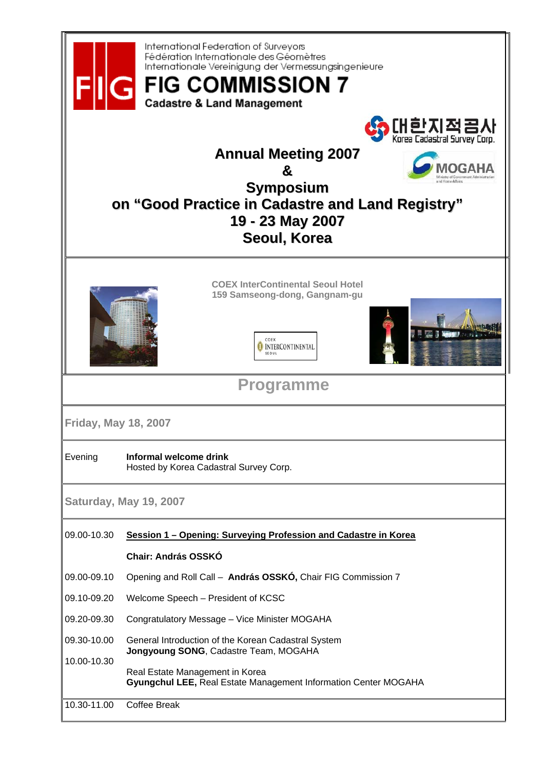International Federation of Surveyors
Fédération Internationale des Géomètres
Internationale Vereinigung der Vermessungsingenieure

# FIG COMMISSION 7

**Cadastre & Land Management**

대한지적공사
Korea Cadastral Survey Corp.

MOGAHA
Ministry of Government Administration and Home Affairs

## Annual Meeting 2007 & Symposium on "Good Practice in Cadastre and Land Registry"

## 19 - 23 May 2007
## Seoul, Korea

**COEX InterContinental Seoul Hotel**
**159 Samseong-dong, Gangnam-gu**

COEX INTERCONTINENTAL SEOUL

# Programme

### Friday, May 18, 2007

| | |
|---|---|
| Evening | **Informal welcome drink**<br>Hosted by Korea Cadastral Survey Corp. |

### Saturday, May 19, 2007

| | |
|---|---|
| 09.00-10.30 | **Session 1 – Opening: Surveying Profession and Cadastre in Korea** |
| | **Chair: András OSSKÓ** |
| 09.00-09.10 | Opening and Roll Call – **András OSSKÓ,** Chair FIG Commission 7 |
| 09.10-09.20 | Welcome Speech – President of KCSC |
| 09.20-09.30 | Congratulatory Message – Vice Minister MOGAHA |
| 09.30-10.00 | General Introduction of the Korean Cadastral System<br>**Jongyoung SONG**, Cadastre Team, MOGAHA |
| 10.00-10.30 | Real Estate Management in Korea<br>**Gyungchul LEE,** Real Estate Management Information Center MOGAHA |
| 10.30-11.00 | Coffee Break |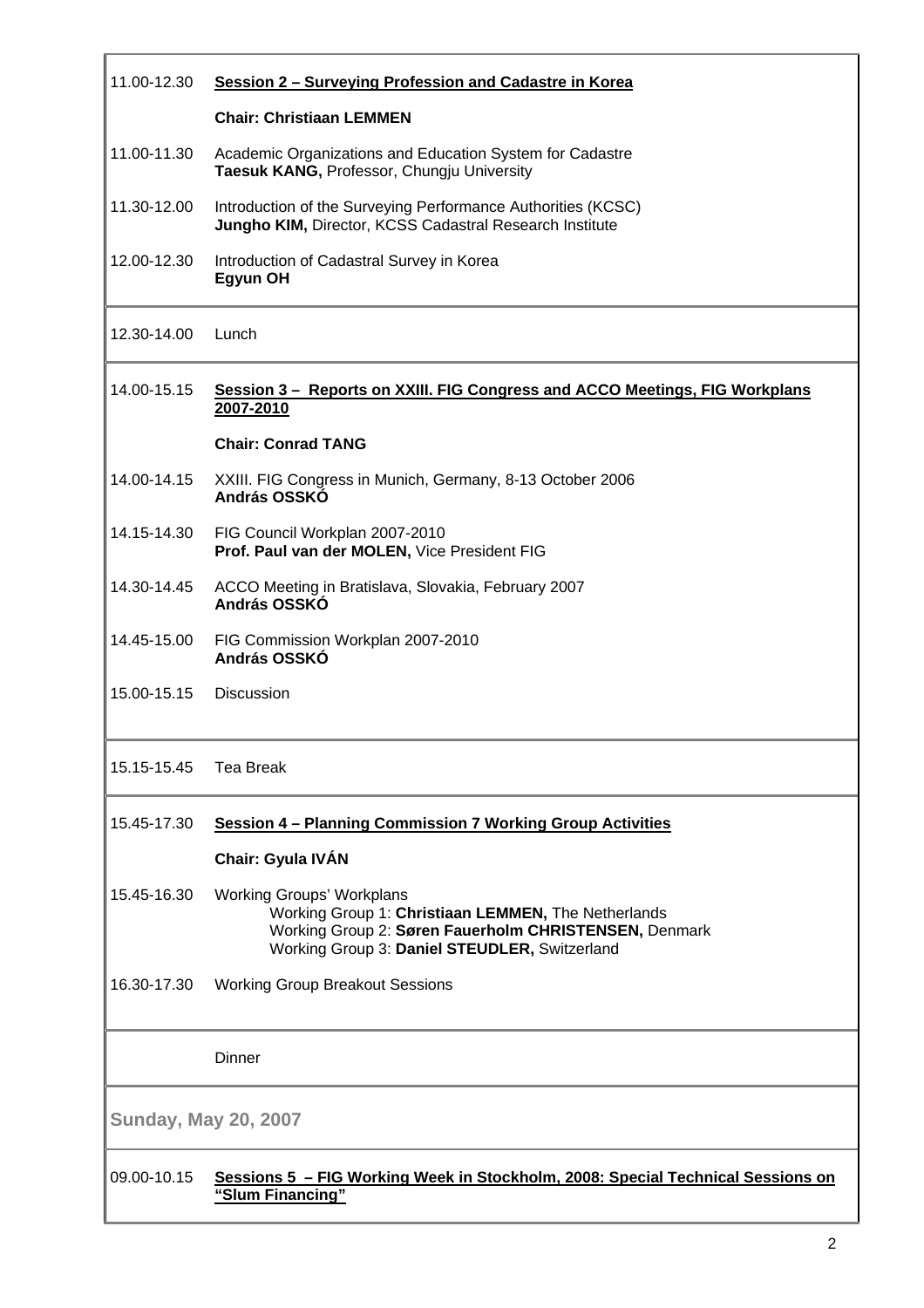| | |
|---|---|
| 11.00-12.30 | **Session 2 – Surveying Profession and Cadastre in Korea** |
| | **Chair: Christiaan LEMMEN** |
| 11.00-11.30 | Academic Organizations and Education System for Cadastre<br>**Taesuk KANG,** Professor, Chungju University |
| 11.30-12.00 | Introduction of the Surveying Performance Authorities (KCSC)<br>**Jungho KIM,** Director, KCSS Cadastral Research Institute |
| 12.00-12.30 | Introduction of Cadastral Survey in Korea<br>**Egyun OH** |
| 12.30-14.00 | Lunch |
| 14.00-15.15 | **Session 3 – Reports on XXIII. FIG Congress and ACCO Meetings, FIG Workplans 2007-2010** |
| | **Chair: Conrad TANG** |
| 14.00-14.15 | XXIII. FIG Congress in Munich, Germany, 8-13 October 2006<br>**András OSSKÓ** |
| 14.15-14.30 | FIG Council Workplan 2007-2010<br>**Prof. Paul van der MOLEN,** Vice President FIG |
| 14.30-14.45 | ACCO Meeting in Bratislava, Slovakia, February 2007<br>**András OSSKÓ** |
| 14.45-15.00 | FIG Commission Workplan 2007-2010<br>**András OSSKÓ** |
| 15.00-15.15 | Discussion |
| 15.15-15.45 | Tea Break |
| 15.45-17.30 | **Session 4 – Planning Commission 7 Working Group Activities** |
| | **Chair: Gyula IVÁN** |
| 15.45-16.30 | Working Groups' Workplans<br>Working Group 1: **Christiaan LEMMEN,** The Netherlands<br>Working Group 2: **Søren Fauerholm CHRISTENSEN,** Denmark<br>Working Group 3: **Daniel STEUDLER,** Switzerland |
| 16.30-17.30 | Working Group Breakout Sessions |
| | Dinner |

**Sunday, May 20, 2007**

| | |
|---|---|
| 09.00-10.15 | **Sessions 5 – FIG Working Week in Stockholm, 2008: Special Technical Sessions on "Slum Financing"** |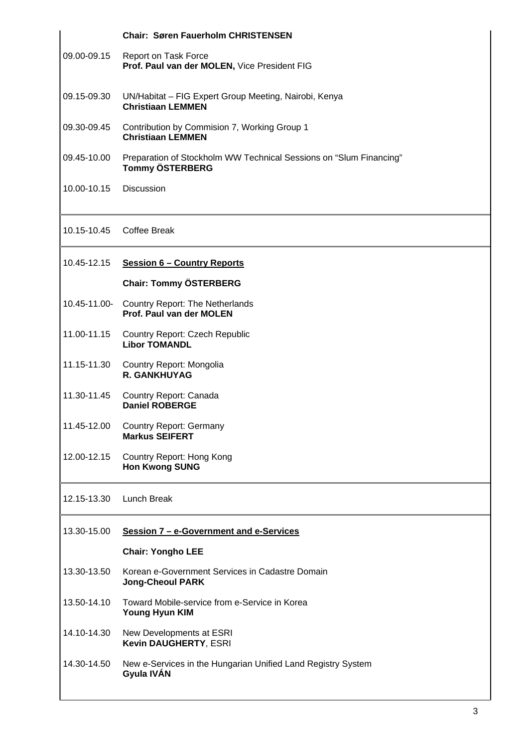| | |
|---|---|
| | **Chair: Søren Fauerholm CHRISTENSEN** |
| 09.00-09.15 | Report on Task Force<br>**Prof. Paul van der MOLEN,** Vice President FIG |
| 09.15-09.30 | UN/Habitat – FIG Expert Group Meeting, Nairobi, Kenya<br>**Christiaan LEMMEN** |
| 09.30-09.45 | Contribution by Commision 7, Working Group 1<br>**Christiaan LEMMEN** |
| 09.45-10.00 | Preparation of Stockholm WW Technical Sessions on "Slum Financing"<br>**Tommy ÖSTERBERG** |
| 10.00-10.15 | Discussion |
| 10.15-10.45 | Coffee Break |
| 10.45-12.15 | **<u>Session 6 – Country Reports</u>** |
| | **Chair: Tommy ÖSTERBERG** |
| 10.45-11.00- | Country Report: The Netherlands<br>**Prof. Paul van der MOLEN** |
| 11.00-11.15 | Country Report: Czech Republic<br>**Libor TOMANDL** |
| 11.15-11.30 | Country Report: Mongolia<br>**R. GANKHUYAG** |
| 11.30-11.45 | Country Report: Canada<br>**Daniel ROBERGE** |
| 11.45-12.00 | Country Report: Germany<br>**Markus SEIFERT** |
| 12.00-12.15 | Country Report: Hong Kong<br>**Hon Kwong SUNG** |
| 12.15-13.30 | Lunch Break |
| 13.30-15.00 | **<u>Session 7 – e-Government and e-Services</u>** |
| | **Chair: Yongho LEE** |
| 13.30-13.50 | Korean e-Government Services in Cadastre Domain<br>**Jong-Cheoul PARK** |
| 13.50-14.10 | Toward Mobile-service from e-Service in Korea<br>**Young Hyun KIM** |
| 14.10-14.30 | New Developments at ESRI<br>**Kevin DAUGHERTY**, ESRI |
| 14.30-14.50 | New e-Services in the Hungarian Unified Land Registry System<br>**Gyula IVÁN** |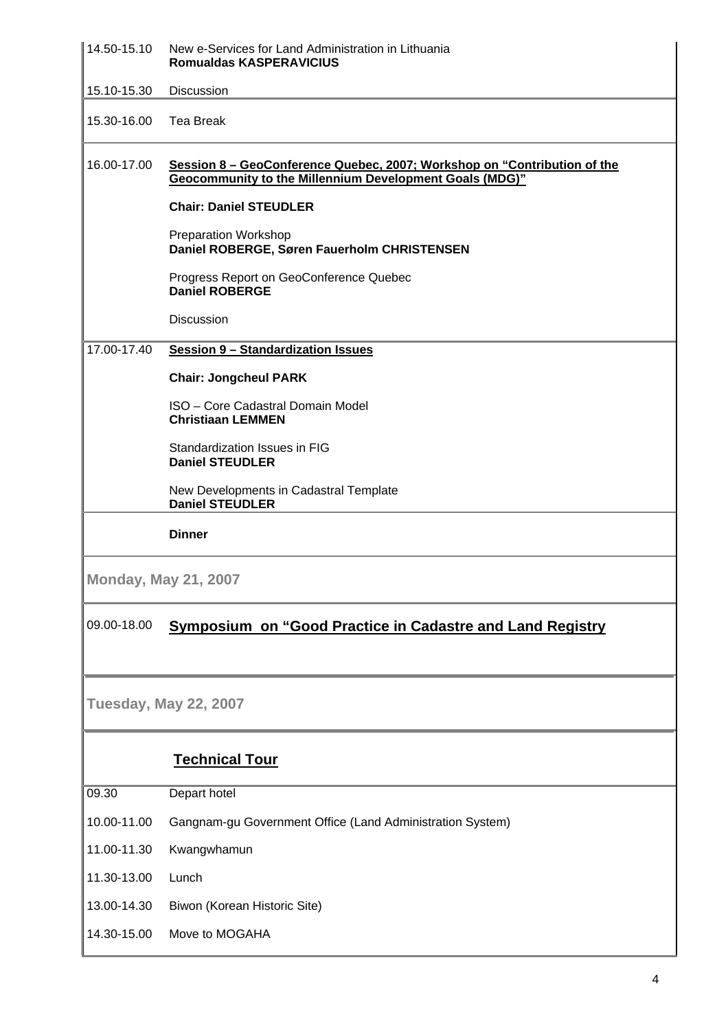| | |
|---|---|
| 14.50-15.10 | New e-Services for Land Administration in Lithuania<br>**Romualdas KASPERAVICIUS** |
| 15.10-15.30 | Discussion |
| 15.30-16.00 | Tea Break |
| 16.00-17.00 | **Session 8 – GeoConference Quebec, 2007; Workshop on "Contribution of the Geocommunity to the Millennium Development Goals (MDG)"**<br><br>**Chair: Daniel STEUDLER**<br><br>Preparation Workshop<br>**Daniel ROBERGE, Søren Fauerholm CHRISTENSEN**<br><br>Progress Report on GeoConference Quebec<br>**Daniel ROBERGE**<br><br>Discussion |
| 17.00-17.40 | **Session 9 – Standardization Issues**<br><br>**Chair: Jongcheul PARK**<br><br>ISO – Core Cadastral Domain Model<br>**Christiaan LEMMEN**<br><br>Standardization Issues in FIG<br>**Daniel STEUDLER**<br><br>New Developments in Cadastral Template<br>**Daniel STEUDLER** |
| | **Dinner** |

## Monday, May 21, 2007

| | |
|---|---|
| 09.00-18.00 | **Symposium on "Good Practice in Cadastre and Land Registry** |

## Tuesday, May 22, 2007

### Technical Tour

| | |
|---|---|
| 09.30 | Depart hotel |
| 10.00-11.00 | Gangnam-gu Government Office (Land Administration System) |
| 11.00-11.30 | Kwangwhamun |
| 11.30-13.00 | Lunch |
| 13.00-14.30 | Biwon (Korean Historic Site) |
| 14.30-15.00 | Move to MOGAHA |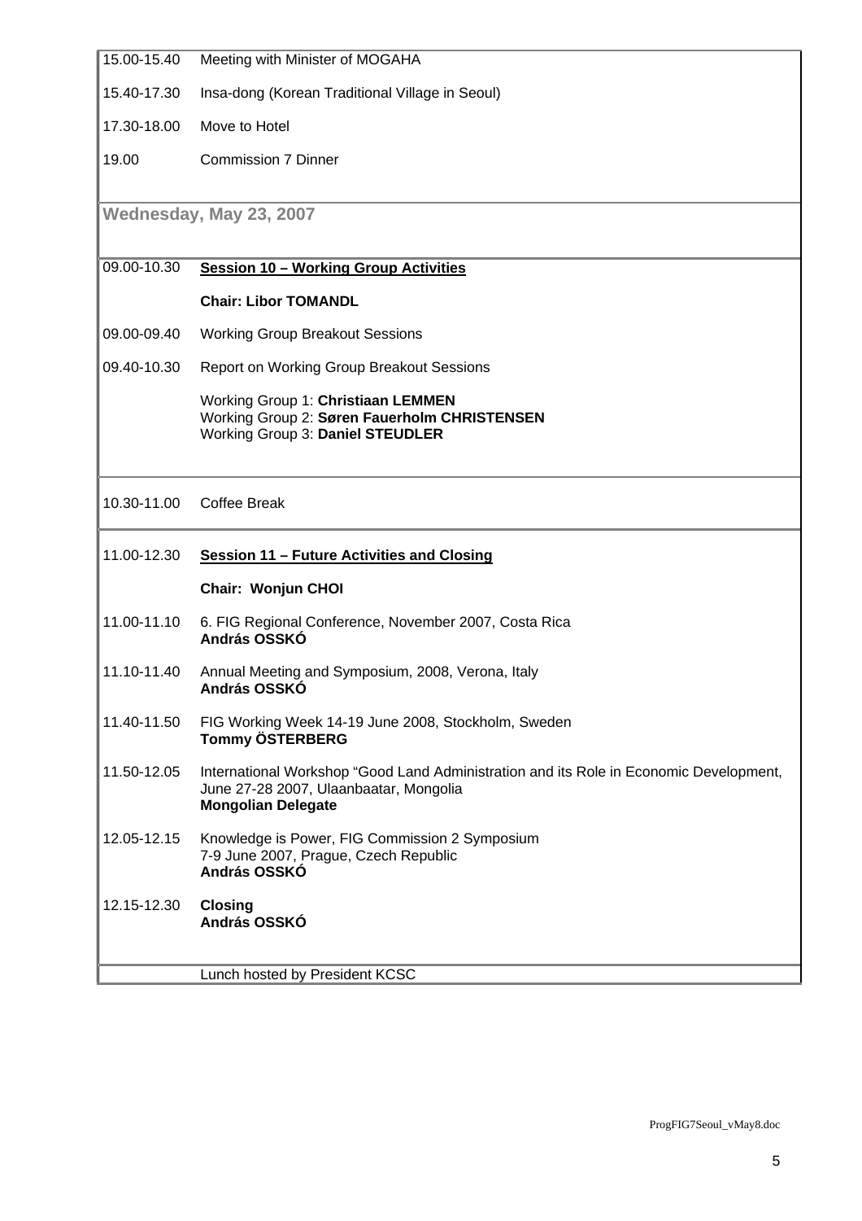| | |
|---|---|
| 15.00-15.40 | Meeting with Minister of MOGAHA |
| 15.40-17.30 | Insa-dong (Korean Traditional Village in Seoul) |
| 17.30-18.00 | Move to Hotel |
| 19.00 | Commission 7 Dinner |

## Wednesday, May 23, 2007

| | |
|---|---|
| 09.00-10.30 | **Session 10 – Working Group Activities** |
| | **Chair: Libor TOMANDL** |
| 09.00-09.40 | Working Group Breakout Sessions |
| 09.40-10.30 | Report on Working Group Breakout Sessions |
| | Working Group 1: **Christiaan LEMMEN**<br>Working Group 2: **Søren Fauerholm CHRISTENSEN**<br>Working Group 3: **Daniel STEUDLER** |
| 10.30-11.00 | Coffee Break |
| 11.00-12.30 | **Session 11 – Future Activities and Closing** |
| | **Chair: Wonjun CHOI** |
| 11.00-11.10 | 6. FIG Regional Conference, November 2007, Costa Rica<br>**András OSSKÓ** |
| 11.10-11.40 | Annual Meeting and Symposium, 2008, Verona, Italy<br>**András OSSKÓ** |
| 11.40-11.50 | FIG Working Week 14-19 June 2008, Stockholm, Sweden<br>**Tommy ÖSTERBERG** |
| 11.50-12.05 | International Workshop "Good Land Administration and its Role in Economic Development, June 27-28 2007, Ulaanbaatar, Mongolia<br>**Mongolian Delegate** |
| 12.05-12.15 | Knowledge is Power, FIG Commission 2 Symposium<br>7-9 June 2007, Prague, Czech Republic<br>**András OSSKÓ** |
| 12.15-12.30 | **Closing**<br>**András OSSKÓ** |
| | Lunch hosted by President KCSC |

ProgFIG7Seoul_vMay8.doc